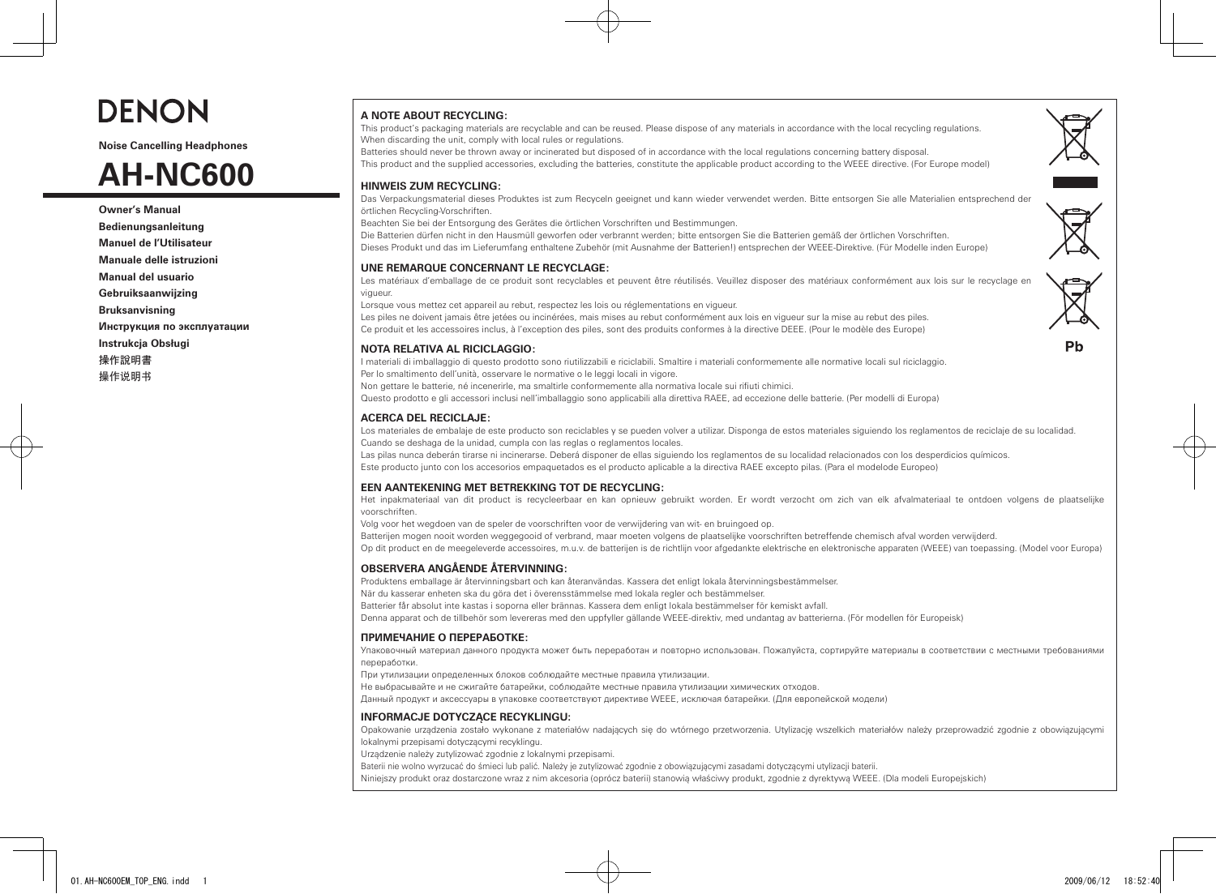# DENON

**Noise Cancelling Headphones**

# AH-NC600

**Owner's Manual**
**Bedienungsanleitung**
**Manuel de l'Utilisateur**
**Manuale delle istruzioni**
**Manual del usuario**
**Gebruiksaanwijzing**
**Bruksanvisning**
**Инструкция по эксплуатации**
**Instrukcja Obsługi**
操作說明書
操作说明书

### A NOTE ABOUT RECYCLING:

This product's packaging materials are recyclable and can be reused. Please dispose of any materials in accordance with the local recycling regulations.
When discarding the unit, comply with local rules or regulations.
Batteries should never be thrown away or incinerated but disposed of in accordance with the local regulations concerning battery disposal.
This product and the supplied accessories, excluding the batteries, constitute the applicable product according to the WEEE directive. (For Europe model)

### HINWEIS ZUM RECYCLING:

Das Verpackungsmaterial dieses Produktes ist zum Recyceln geeignet und kann wieder verwendet werden. Bitte entsorgen Sie alle Materialien entsprechend der örtlichen Recycling-Vorschriften.
Beachten Sie bei der Entsorgung des Gerätes die örtlichen Vorschriften und Bestimmungen.
Die Batterien dürfen nicht in den Hausmüll geworfen oder verbrannt werden; bitte entsorgen Sie die Batterien gemäß der örtlichen Vorschriften.
Dieses Produkt und das im Lieferumfang enthaltene Zubehör (mit Ausnahme der Batterien!) entsprechen der WEEE-Direktive. (Für Modelle inden Europe)

### UNE REMARQUE CONCERNANT LE RECYCLAGE:

Les matériaux d'emballage de ce produit sont recyclables et peuvent être réutilisés. Veuillez disposer des matériaux conformément aux lois sur le recyclage en vigueur.
Lorsque vous mettez cet appareil au rebut, respectez les lois ou réglementations en vigueur.
Les piles ne doivent jamais être jetées ou incinérées, mais mises au rebut conformément aux lois en vigueur sur la mise au rebut des piles.
Ce produit et les accessoires inclus, à l'exception des piles, sont des produits conformes à la directive DEEE. (Pour le modèle des Europe)

### NOTA RELATIVA AL RICICLAGGIO:

I materiali di imballaggio di questo prodotto sono riutilizzabili e riciclabili. Smaltire i materiali conformemente alle normative locali sul riciclaggio.
Per lo smaltimento dell'unità, osservare le normative o le leggi locali in vigore.
Non gettare le batterie, né incenerirle, ma smaltirle conformemente alla normativa locale sui rifiuti chimici.
Questo prodotto e gli accessori inclusi nell'imballaggio sono applicabili alla direttiva RAEE, ad eccezione delle batterie. (Per modelli di Europa)

### ACERCA DEL RECICLAJE:

Los materiales de embalaje de este producto son reciclables y se pueden volver a utilizar. Disponga de estos materiales siguiendo los reglamentos de reciclaje de su localidad.
Cuando se deshaga de la unidad, cumpla con las reglas o reglamentos locales.
Las pilas nunca deberán tirarse ni incinerarse. Deberá disponer de ellas siguiendo los reglamentos de su localidad relacionados con los desperdicios químicos.
Este producto junto con los accesorios empaquetados es el producto aplicable a la directiva RAEE excepto pilas. (Para el modelode Europeo)

### EEN AANTEKENING MET BETREKKING TOT DE RECYCLING:

Het inpakmateriaal van dit product is recycleerbaar en kan opnieuw gebruikt worden. Er wordt verzocht om zich van elk afvalmateriaal te ontdoen volgens de plaatselijke voorschriften.
Volg voor het wegdoen van de speler de voorschriften voor de verwijdering van wit- en bruingoed op.
Batterijen mogen nooit worden weggegooid of verbrand, maar moeten volgens de plaatselijke voorschriften betreffende chemisch afval worden verwijderd.
Op dit product en de meegeleverde accessoires, m.u.v. de batterijen is de richtlijn voor afgedankte elektrische en elektronische apparaten (WEEE) van toepassing. (Model voor Europa)

### OBSERVERA ANGÅENDE ÅTERVINNING:

Produktens emballage är återvinningsbart och kan återanvändas. Kassera det enligt lokala återvinningsbestämmelser.
När du kasserar enheten ska du göra det i överensstämmelse med lokala regler och bestämmelser.
Batterier får absolut inte kastas i soporna eller brännas. Kassera dem enligt lokala bestämmelser för kemiskt avfall.
Denna apparat och de tillbehör som levereras med den uppfyller gällande WEEE-direktiv, med undantag av batterierna. (För modellen för Europeisk)

### ПРИМЕЧАНИЕ О ПЕРЕРАБОТКЕ:

Упаковочный материал данного продукта может быть переработан и повторно использован. Пожалуйста, сортируйте материалы в соответствии с местными требованиями переработки.
При утилизации определенных блоков соблюдайте местные правила утилизации.
Не выбрасывайте и не сжигайте батарейки, соблюдайте местные правила утилизации химических отходов.
Данный продукт и аксессуары в упаковке соответствуют директиве WEEE, исключая батарейки. (Для европейской модели)

### INFORMACJE DOTYCZĄCE RECYKLINGU:

Opakowanie urządzenia zostało wykonane z materiałów nadających się do wtórnego przetworzenia. Utylizację wszelkich materiałów należy przeprowadzić zgodnie z obowiązującymi lokalnymi przepisami dotyczącymi recyklingu.
Urządzenie należy zutylizować zgodnie z lokalnymi przepisami.
Baterii nie wolno wyrzucać do śmieci lub palić. Należy je zutylizować zgodnie z obowiązującymi zasadami dotyczącymi utylizacji baterii.
Niniejszy produkt oraz dostarczone wraz z nim akcesoria (oprócz baterii) stanowią właściwy produkt, zgodnie z dyrektywą WEEE. (Dla modeli Europejskich)

Pb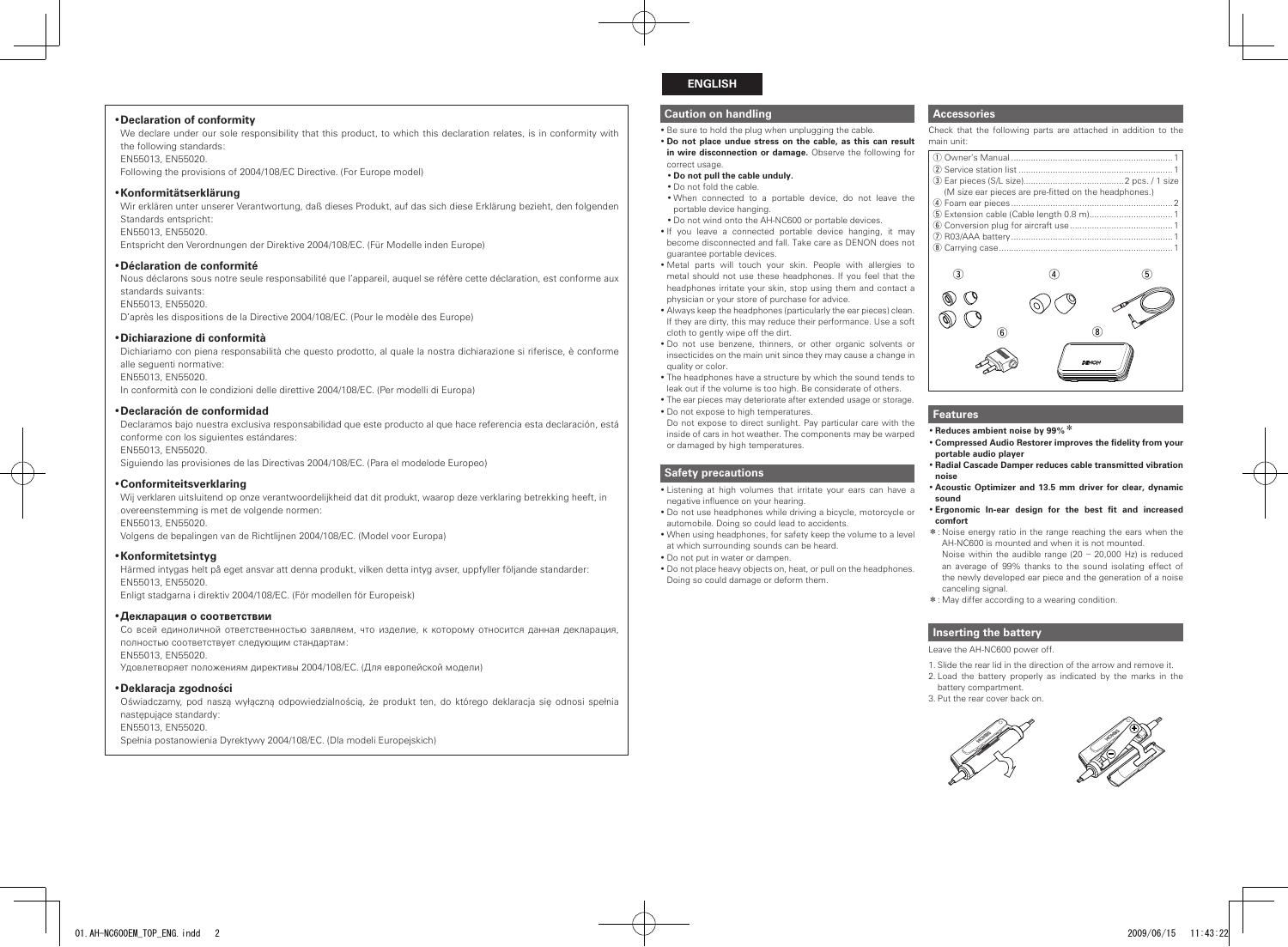- **Declaration of conformity**

  We declare under our sole responsibility that this product, to which this declaration relates, is in conformity with the following standards:
  EN55013, EN55020.
  Following the provisions of 2004/108/EC Directive. (For Europe model)

- **Konformitätserklärung**

  Wir erklären unter unserer Verantwortung, daß dieses Produkt, auf das sich diese Erklärung bezieht, den folgenden Standards entspricht:
  EN55013, EN55020.
  Entspricht den Verordnungen der Direktive 2004/108/EC. (Für Modelle inden Europe)

- **Déclaration de conformité**

  Nous déclarons sous notre seule responsabilité que l'appareil, auquel se réfère cette déclaration, est conforme aux standards suivants:
  EN55013, EN55020.
  D'après les dispositions de la Directive 2004/108/EC. (Pour le modèle des Europe)

- **Dichiarazione di conformità**

  Dichiariamo con piena responsabilità che questo prodotto, al quale la nostra dichiarazione si riferisce, è conforme alle seguenti normative:
  EN55013, EN55020.
  In conformità con le condizioni delle direttive 2004/108/EC. (Per modelli di Europa)

- **Declaración de conformidad**

  Declaramos bajo nuestra exclusiva responsabilidad que este producto al que hace referencia esta declaración, está conforme con los siguientes estándares:
  EN55013, EN55020.
  Siguiendo las provisiones de las Directivas 2004/108/EC. (Para el modelode Europeo)

- **Conformiteitsverklaring**

  Wij verklaren uitsluitend op onze verantwoordelijkheid dat dit produkt, waarop deze verklaring betrekking heeft, in overeenstemming is met de volgende normen:
  EN55013, EN55020.
  Volgens de bepalingen van de Richtlijnen 2004/108/EC. (Model voor Europa)

- **Konformitetsintyg**

  Härmed intygas helt på eget ansvar att denna produkt, vilken detta intyg avser, uppfyller följande standarder:
  EN55013, EN55020.
  Enligt stadgarna i direktiv 2004/108/EC. (För modellen för Europeisk)

- **Декларация о соответствии**

  Со всей единоличной ответственностью заявляем, что изделие, к которому относится данная декларация, полностью соответствует следующим стандартам:
  EN55013, EN55020.
  Удовлетворяет положениям директивы 2004/108/EC. (Для европейской модели)

- **Deklaracja zgodności**

  Oświadczamy, pod naszą wyłączną odpowiedzialnością, że produkt ten, do którego deklaracja się odnosi spełnia następujące standardy:
  EN55013, EN55020.
  Spełnia postanowienia Dyrektywy 2004/108/EC. (Dla modeli Europejskich)

# ENGLISH

## Caution on handling

- Be sure to hold the plug when unplugging the cable.
- **Do not place undue stress on the cable, as this can result in wire disconnection or damage.** Observe the following for correct usage.
  - **Do not pull the cable unduly.**
  - Do not fold the cable.
  - When connected to a portable device, do not leave the portable device hanging.
  - Do not wind onto the AH-NC600 or portable devices.
- If you leave a connected portable device hanging, it may become disconnected and fall. Take care as DENON does not guarantee portable devices.
- Metal parts will touch your skin. People with allergies to metal should not use these headphones. If you feel that the headphones irritate your skin, stop using them and contact a physician or your store of purchase for advice.
- Always keep the headphones (particularly the ear pieces) clean. If they are dirty, this may reduce their performance. Use a soft cloth to gently wipe off the dirt.
- Do not use benzene, thinners, or other organic solvents or insecticides on the main unit since they may cause a change in quality or color.
- The headphones have a structure by which the sound tends to leak out if the volume is too high. Be considerate of others.
- The ear pieces may deteriorate after extended usage or storage.
- Do not expose to high temperatures.
  Do not expose to direct sunlight. Pay particular care with the inside of cars in hot weather. The components may be warped or damaged by high temperatures.

## Safety precautions

- Listening at high volumes that irritate your ears can have a negative influence on your hearing.
- Do not use headphones while driving a bicycle, motorcycle or automobile. Doing so could lead to accidents.
- When using headphones, for safety keep the volume to a level at which surrounding sounds can be heard.
- Do not put in water or dampen.
- Do not place heavy objects on, heat, or pull on the headphones. Doing so could damage or deform them.

## Accessories

Check that the following parts are attached in addition to the main unit:

① Owner's Manual ........ 1
② Service station list ........ 1
③ Ear pieces (S/L size) ........ 2 pcs. / 1 size
(M size ear pieces are pre-fitted on the headphones.)
④ Foam ear pieces ........ 2
⑤ Extension cable (Cable length 0.8 m) ........ 1
⑥ Conversion plug for aircraft use ........ 1
⑦ R03/AAA battery ........ 1
⑧ Carrying case ........ 1

③ ④ ⑤ ⑥ ⑧

## Features

- **Reduces ambient noise by 99%** *
- **Compressed Audio Restorer improves the fidelity from your portable audio player**
- **Radial Cascade Damper reduces cable transmitted vibration noise**
- **Acoustic Optimizer and 13.5 mm driver for clear, dynamic sound**
- **Ergonomic In-ear design for the best fit and increased comfort**

*: Noise energy ratio in the range reaching the ears when the AH-NC600 is mounted and when it is not mounted.
Noise within the audible range (20 – 20,000 Hz) is reduced an average of 99% thanks to the sound isolating effect of the newly developed ear piece and the generation of a noise canceling signal.
*: May differ according to a wearing condition.

## Inserting the battery

Leave the AH-NC600 power off.

1. Slide the rear lid in the direction of the arrow and remove it.
2. Load the battery properly as indicated by the marks in the battery compartment.
3. Put the rear cover back on.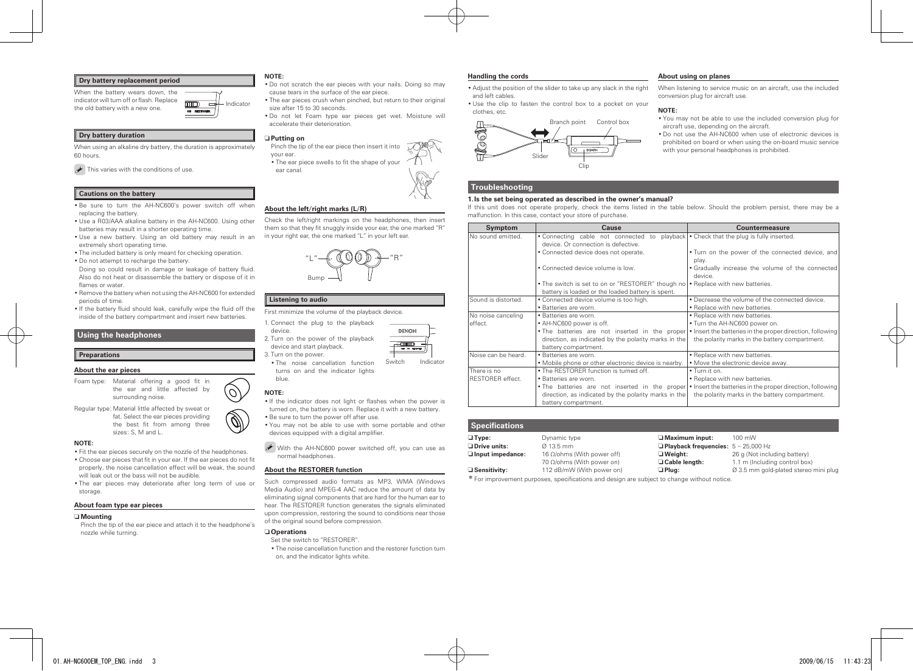### Dry battery replacement period

When the battery wears down, the indicator will turn off or flash. Replace the old battery with a new one.

Indicator

### Dry battery duration

When using an alkaline dry battery, the duration is approximately 60 hours.

This varies with the conditions of use.

### Cautions on the battery

- Be sure to turn the AH-NC600's power switch off when replacing the battery.
- Use a R03/AAA alkaline battery in the AH-NC600. Using other batteries may result in a shorter operating time.
- Use a new battery. Using an old battery may result in an extremely short operating time.
- The included battery is only meant for checking operation.
- Do not attempt to recharge the battery.
  Doing so could result in damage or leakage of battery fluid. Also do not heat or disassemble the battery or dispose of it in flames or water.
- Remove the battery when not using the AH-NC600 for extended periods of time.
- If the battery fluid should leak, carefully wipe the fluid off the inside of the battery compartment and insert new batteries.

## Using the headphones

### Preparations

#### About the ear pieces

Foam type: Material offering a good fit in the ear and little affected by surrounding noise.

Regular type: Material little affected by sweat or fat. Select the ear pieces providing the best fit from among three sizes: S, M and L.

**NOTE:**

- Fit the ear pieces securely on the nozzle of the headphones.
- Choose ear pieces that fit in your ear. If the ear pieces do not fit properly, the noise cancellation effect will be weak, the sound will leak out or the bass will not be audible.
- The ear pieces may deteriorate after long term of use or storage.

#### About foam type ear pieces

❑ **Mounting**

Pinch the tip of the ear piece and attach it to the headphone's nozzle while turning.

**NOTE:**

- Do not scratch the ear pieces with your nails. Doing so may cause tears in the surface of the ear piece.
- The ear pieces crush when pinched, but return to their original size after 15 to 30 seconds.
- Do not let Foam type ear pieces get wet. Moisture will accelerate their deterioration.

❑ **Putting on**

Pinch the tip of the ear piece then insert it into your ear.

- The ear piece swells to fit the shape of your ear canal.

#### About the left/right marks (L/R)

Check the left/right markings on the headphones, then insert them so that they fit snuggly inside your ear, the one marked "R" in your right ear, the one marked "L" in your left ear.

"L"

"R"

Bump

### Listening to audio

First minimize the volume of the playback device.

1. Connect the plug to the playback device.
2. Turn on the power of the playback device and start playback.
3. Turn on the power.
   - The noise cancellation function turns on and the indicator lights blue.

Switch Indicator

**NOTE:**

- If the indicator does not light or flashes when the power is turned on, the battery is worn. Replace it with a new battery.
- Be sure to turn the power off after use.
- You may not be able to use with some portable and other devices equipped with a digital amplifier.

With the AH-NC600 power switched off, you can use as normal headphones.

#### About the RESTORER function

Such compressed audio formats as MP3, WMA (Windows Media Audio) and MPEG-4 AAC reduce the amount of data by eliminating signal components that are hard for the human ear to hear. The RESTORER function generates the signals eliminated upon compression, restoring the sound to conditions near those of the original sound before compression.

❑ **Operations**

Set the switch to "RESTORER".

- The noise cancellation function and the restorer function turn on, and the indicator lights white.

#### Handling the cords

- Adjust the position of the slider to take up any slack in the right and left cables.
- Use the clip to fasten the control box to a pocket on your clothes, etc.

Branch point Control box

Slider

Clip

#### About using on planes

When listening to service music on an aircraft, use the included conversion plug for aircraft use.

**NOTE:**

- You may not be able to use the included conversion plug for aircraft use, depending on the aircraft.
- Do not use the AH-NC600 when use of electronic devices is prohibited on board or when using the on-board music service with your personal headphones is prohibited.

## Troubleshooting

**1. Is the set being operated as described in the owner's manual?**

If this unit does not operate properly, check the items listed in the table below. Should the problem persist, there may be a malfunction. In this case, contact your store of purchase.

| Symptom | Cause | Countermeasure |
|---|---|---|
| No sound emitted. | • Connecting cable not connected to playback device. Or connection is defective. | • Check that the plug is fully inserted. |
| | • Connected device does not operate. | • Turn on the power of the connected device, and play. |
| | • Connected device volume is low. | • Gradually increase the volume of the connected device. |
| | • The switch is set to on or "RESTORER" though no battery is loaded or the loaded battery is spent. | • Replace with new batteries. |
| Sound is distorted. | • Connected device volume is too high. | • Decrease the volume of the connected device. |
| | • Batteries are worn. | • Replace with new batteries. |
| No noise canceling effect. | • Batteries are worn. | • Replace with new batteries. |
| | • AH-NC600 power is off. | • Turn the AH-NC600 power on. |
| | • The batteries are not inserted in the proper direction, as indicated by the polarity marks in the battery compartment. | • Insert the batteries in the proper direction, following the polarity marks in the battery compartment. |
| Noise can be heard. | • Batteries are worn. | • Replace with new batteries. |
| | • Mobile phone or other electronic device is nearby. | • Move the electronic device away. |
| There is no RESTORER effect. | • The RESTORER function is turned off. | • Turn it on. |
| | • Batteries are worn. | • Replace with new batteries. |
| | • The batteries are not inserted in the proper direction, as indicated by the polarity marks in the battery compartment. | • Insert the batteries in the proper direction, following the polarity marks in the battery compartment. |

## Specifications

| | | | |
|---|---|---|---|
| ❑ **Type:** | Dynamic type | ❑ **Maximum input:** | 100 mW |
| ❑ **Drive units:** | Ø 13.5 mm | ❑ **Playback frequencies:** | 5 – 25,000 Hz |
| ❑ **Input impedance:** | 16 Ω/ohms (With power off)<br>70 Ω/ohms (With power on) | ❑ **Weight:** | 26 g (Not including battery) |
| | | ❑ **Cable length:** | 1.1 m (Including control box) |
| ❑ **Sensitivity:** | 112 dB/mW (With power on) | ❑ **Plug:** | Ø 3.5 mm gold-plated stereo mini plug |

* For improvement purposes, specifications and design are subject to change without notice.